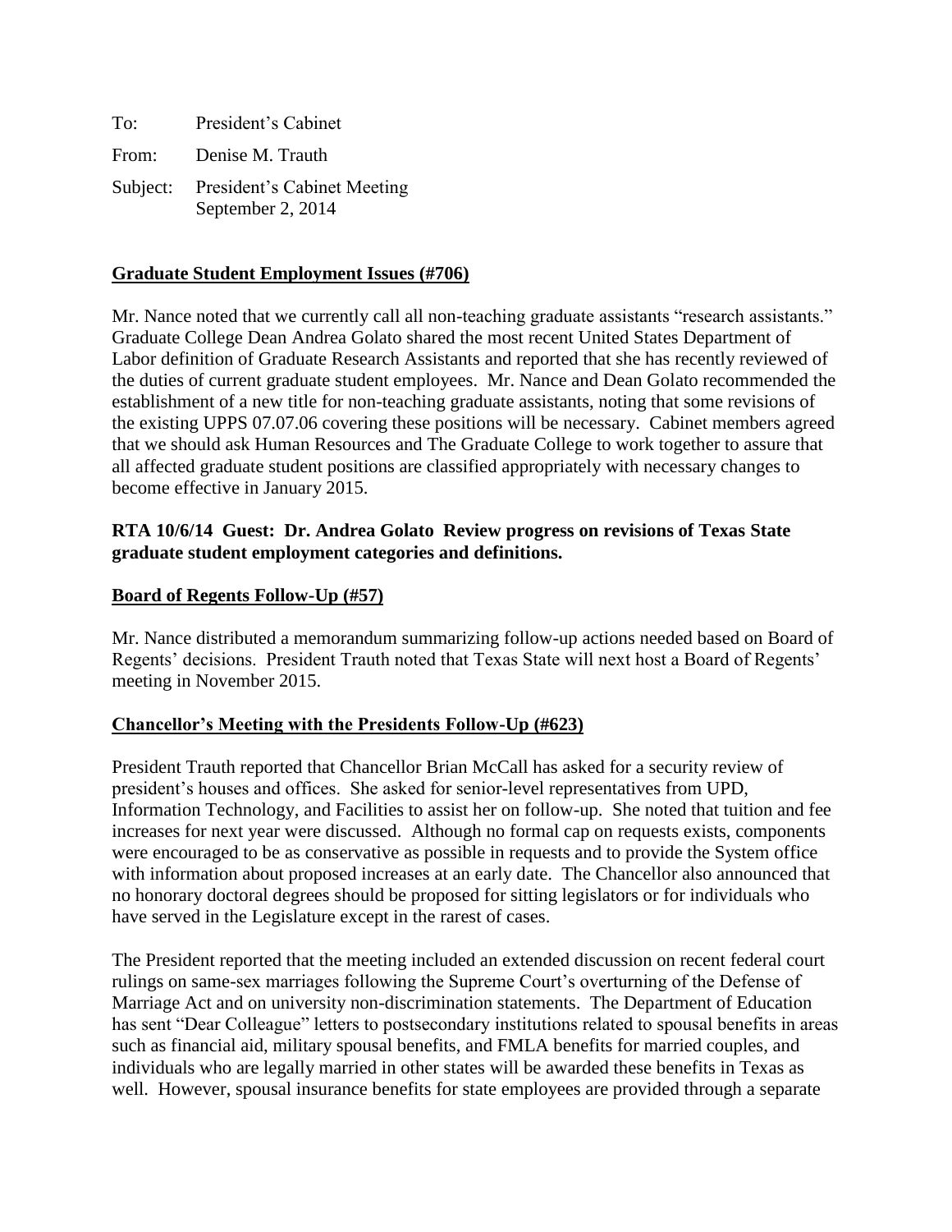To: President's Cabinet

From: Denise M. Trauth

Subject: President's Cabinet Meeting
September 2, 2014

**<u>Graduate Student Employment Issues (#706)</u>**

Mr. Nance noted that we currently call all non-teaching graduate assistants "research assistants." Graduate College Dean Andrea Golato shared the most recent United States Department of Labor definition of Graduate Research Assistants and reported that she has recently reviewed of the duties of current graduate student employees. Mr. Nance and Dean Golato recommended the establishment of a new title for non-teaching graduate assistants, noting that some revisions of the existing UPPS 07.07.06 covering these positions will be necessary. Cabinet members agreed that we should ask Human Resources and The Graduate College to work together to assure that all affected graduate student positions are classified appropriately with necessary changes to become effective in January 2015.

**RTA 10/6/14 Guest: Dr. Andrea Golato Review progress on revisions of Texas State graduate student employment categories and definitions.**

**<u>Board of Regents Follow-Up (#57)</u>**

Mr. Nance distributed a memorandum summarizing follow-up actions needed based on Board of Regents' decisions. President Trauth noted that Texas State will next host a Board of Regents' meeting in November 2015.

**<u>Chancellor's Meeting with the Presidents Follow-Up (#623)</u>**

President Trauth reported that Chancellor Brian McCall has asked for a security review of president's houses and offices. She asked for senior-level representatives from UPD, Information Technology, and Facilities to assist her on follow-up. She noted that tuition and fee increases for next year were discussed. Although no formal cap on requests exists, components were encouraged to be as conservative as possible in requests and to provide the System office with information about proposed increases at an early date. The Chancellor also announced that no honorary doctoral degrees should be proposed for sitting legislators or for individuals who have served in the Legislature except in the rarest of cases.

The President reported that the meeting included an extended discussion on recent federal court rulings on same-sex marriages following the Supreme Court's overturning of the Defense of Marriage Act and on university non-discrimination statements. The Department of Education has sent "Dear Colleague" letters to postsecondary institutions related to spousal benefits in areas such as financial aid, military spousal benefits, and FMLA benefits for married couples, and individuals who are legally married in other states will be awarded these benefits in Texas as well. However, spousal insurance benefits for state employees are provided through a separate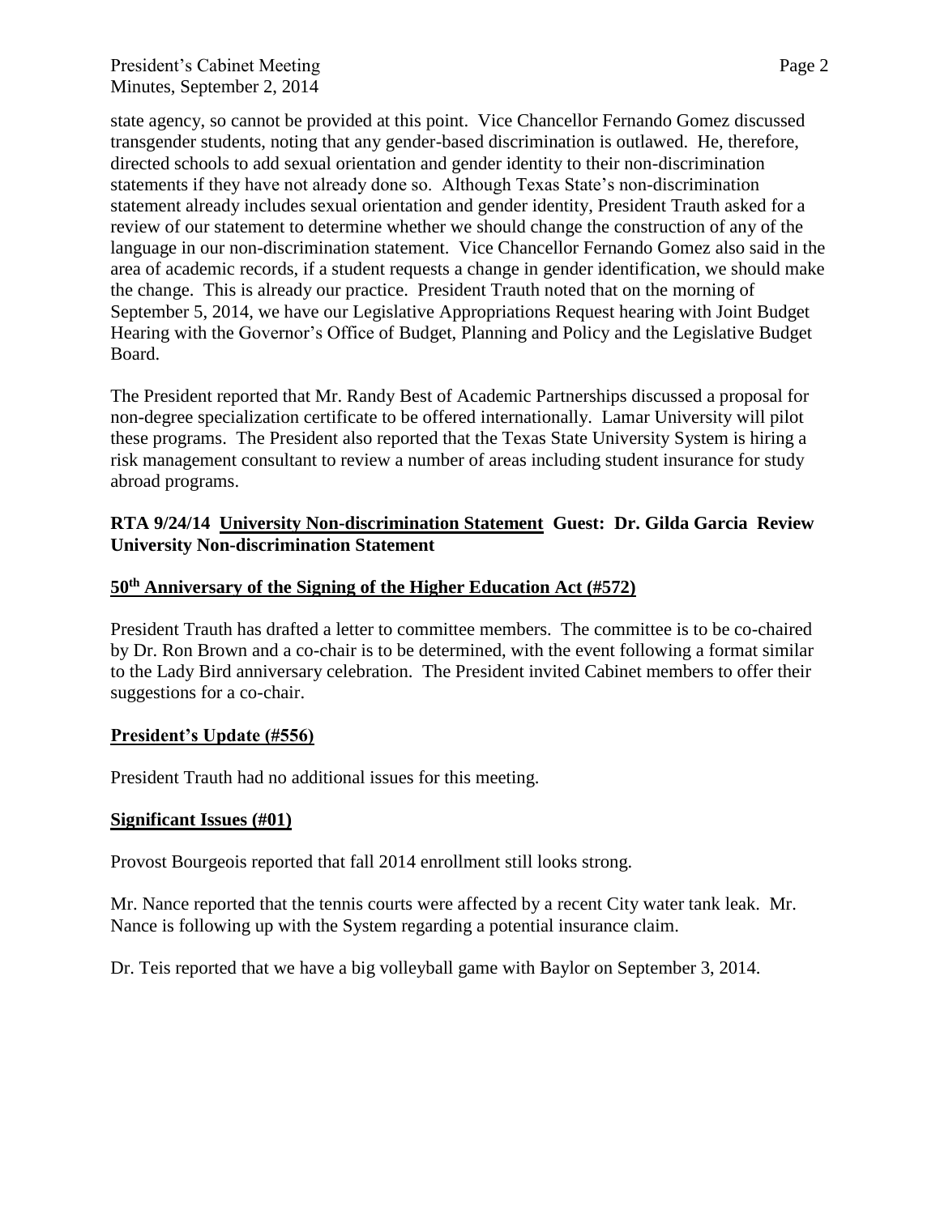state agency, so cannot be provided at this point. Vice Chancellor Fernando Gomez discussed transgender students, noting that any gender-based discrimination is outlawed. He, therefore, directed schools to add sexual orientation and gender identity to their non-discrimination statements if they have not already done so. Although Texas State's non-discrimination statement already includes sexual orientation and gender identity, President Trauth asked for a review of our statement to determine whether we should change the construction of any of the language in our non-discrimination statement. Vice Chancellor Fernando Gomez also said in the area of academic records, if a student requests a change in gender identification, we should make the change. This is already our practice. President Trauth noted that on the morning of September 5, 2014, we have our Legislative Appropriations Request hearing with Joint Budget Hearing with the Governor's Office of Budget, Planning and Policy and the Legislative Budget Board.

The President reported that Mr. Randy Best of Academic Partnerships discussed a proposal for non-degree specialization certificate to be offered internationally. Lamar University will pilot these programs. The President also reported that the Texas State University System is hiring a risk management consultant to review a number of areas including student insurance for study abroad programs.

**RTA 9/24/14 <u>University Non-discrimination Statement</u> Guest: Dr. Gilda Garcia Review University Non-discrimination Statement**

**<u>50th Anniversary of the Signing of the Higher Education Act (#572)</u>**

President Trauth has drafted a letter to committee members. The committee is to be co-chaired by Dr. Ron Brown and a co-chair is to be determined, with the event following a format similar to the Lady Bird anniversary celebration. The President invited Cabinet members to offer their suggestions for a co-chair.

**<u>President's Update (#556)</u>**

President Trauth had no additional issues for this meeting.

**<u>Significant Issues (#01)</u>**

Provost Bourgeois reported that fall 2014 enrollment still looks strong.

Mr. Nance reported that the tennis courts were affected by a recent City water tank leak. Mr. Nance is following up with the System regarding a potential insurance claim.

Dr. Teis reported that we have a big volleyball game with Baylor on September 3, 2014.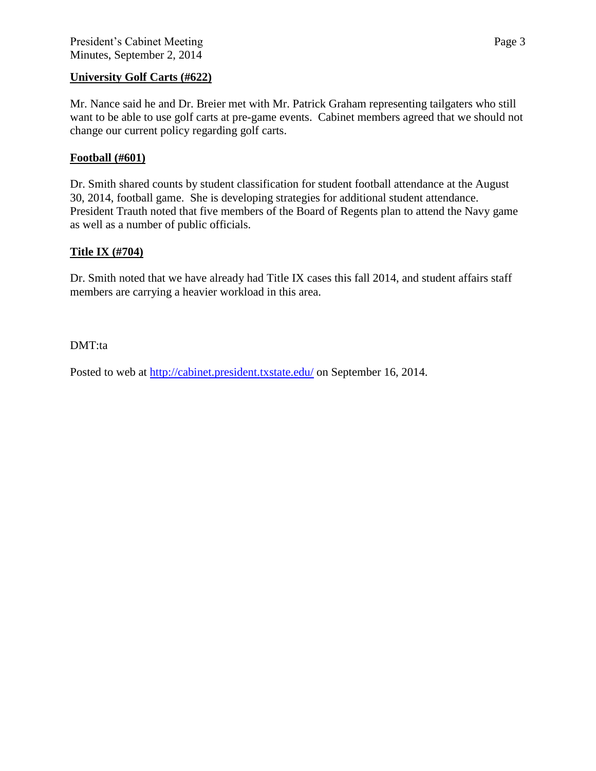**University Golf Carts (#622)**

Mr. Nance said he and Dr. Breier met with Mr. Patrick Graham representing tailgaters who still want to be able to use golf carts at pre-game events. Cabinet members agreed that we should not change our current policy regarding golf carts.

**Football (#601)**

Dr. Smith shared counts by student classification for student football attendance at the August 30, 2014, football game. She is developing strategies for additional student attendance. President Trauth noted that five members of the Board of Regents plan to attend the Navy game as well as a number of public officials.

**Title IX (#704)**

Dr. Smith noted that we have already had Title IX cases this fall 2014, and student affairs staff members are carrying a heavier workload in this area.

DMT:ta

Posted to web at [http://cabinet.president.txstate.edu/](http://cabinet.president.txstate.edu/) on September 16, 2014.